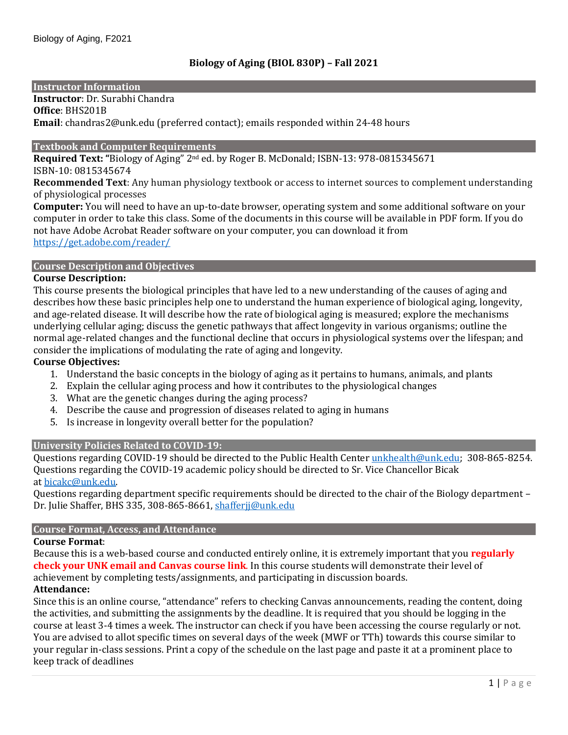# Biology of Aging (BIOL 830P) – Fall 2021

## Instructor Information

**Instructor**: Dr. Surabhi Chandra
**Office**: BHS201B
**Email**: chandras2@unk.edu (preferred contact); emails responded within 24-48 hours

## Textbook and Computer Requirements

**Required Text:** "Biology of Aging" 2nd ed. by Roger B. McDonald; ISBN-13: 978-0815345671
ISBN-10: 0815345674
**Recommended Text**: Any human physiology textbook or access to internet sources to complement understanding of physiological processes
**Computer:** You will need to have an up-to-date browser, operating system and some additional software on your computer in order to take this class. Some of the documents in this course will be available in PDF form. If you do not have Adobe Acrobat Reader software on your computer, you can download it from https://get.adobe.com/reader/

## Course Description and Objectives

**Course Description:**
This course presents the biological principles that have led to a new understanding of the causes of aging and describes how these basic principles help one to understand the human experience of biological aging, longevity, and age-related disease. It will describe how the rate of biological aging is measured; explore the mechanisms underlying cellular aging; discuss the genetic pathways that affect longevity in various organisms; outline the normal age-related changes and the functional decline that occurs in physiological systems over the lifespan; and consider the implications of modulating the rate of aging and longevity.

**Course Objectives:**

1. Understand the basic concepts in the biology of aging as it pertains to humans, animals, and plants
2. Explain the cellular aging process and how it contributes to the physiological changes
3. What are the genetic changes during the aging process?
4. Describe the cause and progression of diseases related to aging in humans
5. Is increase in longevity overall better for the population?

## University Policies Related to COVID-19:

Questions regarding COVID-19 should be directed to the Public Health Center unkhealth@unk.edu; 308-865-8254.
Questions regarding the COVID-19 academic policy should be directed to Sr. Vice Chancellor Bicak at bicakc@unk.edu.
Questions regarding department specific requirements should be directed to the chair of the Biology department – Dr. Julie Shaffer, BHS 335, 308-865-8661, shafferjj@unk.edu

## Course Format, Access, and Attendance

**Course Format**:
Because this is a web-based course and conducted entirely online, it is extremely important that you **regularly check your UNK email and Canvas course link**. In this course students will demonstrate their level of achievement by completing tests/assignments, and participating in discussion boards.

**Attendance:**
Since this is an online course, "attendance" refers to checking Canvas announcements, reading the content, doing the activities, and submitting the assignments by the deadline. It is required that you should be logging in the course at least 3-4 times a week. The instructor can check if you have been accessing the course regularly or not. You are advised to allot specific times on several days of the week (MWF or TTh) towards this course similar to your regular in-class sessions. Print a copy of the schedule on the last page and paste it at a prominent place to keep track of deadlines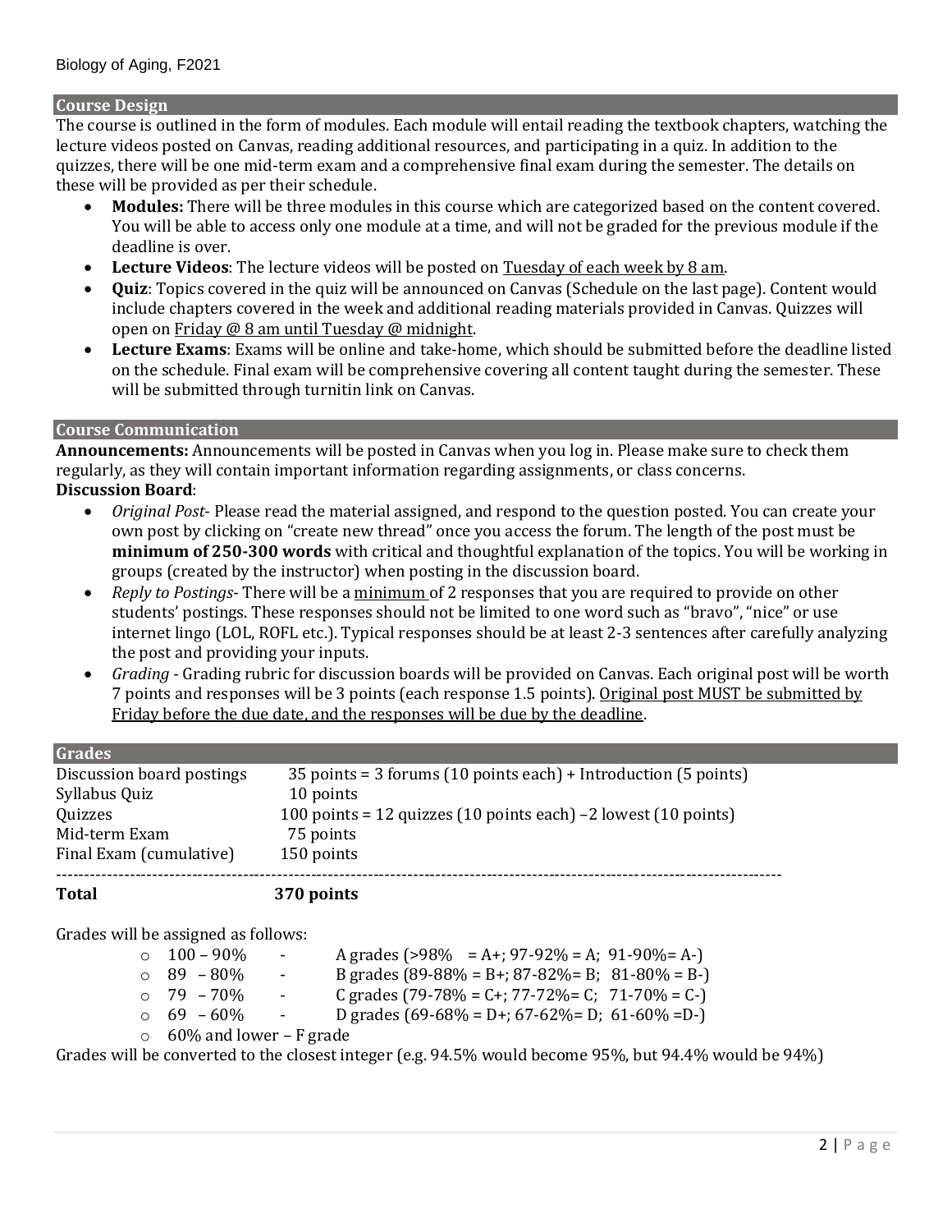## Course Design

The course is outlined in the form of modules. Each module will entail reading the textbook chapters, watching the lecture videos posted on Canvas, reading additional resources, and participating in a quiz. In addition to the quizzes, there will be one mid-term exam and a comprehensive final exam during the semester. The details on these will be provided as per their schedule.

- **Modules:** There will be three modules in this course which are categorized based on the content covered. You will be able to access only one module at a time, and will not be graded for the previous module if the deadline is over.
- **Lecture Videos**: The lecture videos will be posted on Tuesday of each week by 8 am.
- **Quiz**: Topics covered in the quiz will be announced on Canvas (Schedule on the last page). Content would include chapters covered in the week and additional reading materials provided in Canvas. Quizzes will open on Friday @ 8 am until Tuesday @ midnight.
- **Lecture Exams**: Exams will be online and take-home, which should be submitted before the deadline listed on the schedule. Final exam will be comprehensive covering all content taught during the semester. These will be submitted through turnitin link on Canvas.

## Course Communication

**Announcements:** Announcements will be posted in Canvas when you log in. Please make sure to check them regularly, as they will contain important information regarding assignments, or class concerns.

**Discussion Board**:

- *Original Post*- Please read the material assigned, and respond to the question posted. You can create your own post by clicking on "create new thread" once you access the forum. The length of the post must be **minimum of 250-300 words** with critical and thoughtful explanation of the topics. You will be working in groups (created by the instructor) when posting in the discussion board.
- *Reply to Postings*- There will be a minimum of 2 responses that you are required to provide on other students' postings. These responses should not be limited to one word such as "bravo", "nice" or use internet lingo (LOL, ROFL etc.). Typical responses should be at least 2-3 sentences after carefully analyzing the post and providing your inputs.
- *Grading* - Grading rubric for discussion boards will be provided on Canvas. Each original post will be worth 7 points and responses will be 3 points (each response 1.5 points). Original post MUST be submitted by Friday before the due date, and the responses will be due by the deadline.

## Grades

| | |
|---|---|
| Discussion board postings | 35 points = 3 forums (10 points each) + Introduction (5 points) |
| Syllabus Quiz | 10 points |
| Quizzes | 100 points = 12 quizzes (10 points each) –2 lowest (10 points) |
| Mid-term Exam | 75 points |
| Final Exam (cumulative) | 150 points |
| **Total** | **370 points** |

Grades will be assigned as follows:

- 100 – 90% - A grades (>98% = A+; 97-92% = A; 91-90%= A-)
- 89 – 80% - B grades (89-88% = B+; 87-82%= B; 81-80% = B-)
- 79 – 70% - C grades (79-78% = C+; 77-72%= C; 71-70% = C-)
- 69 – 60% - D grades (69-68% = D+; 67-62%= D; 61-60% =D-)
- 60% and lower – F grade

Grades will be converted to the closest integer (e.g. 94.5% would become 95%, but 94.4% would be 94%)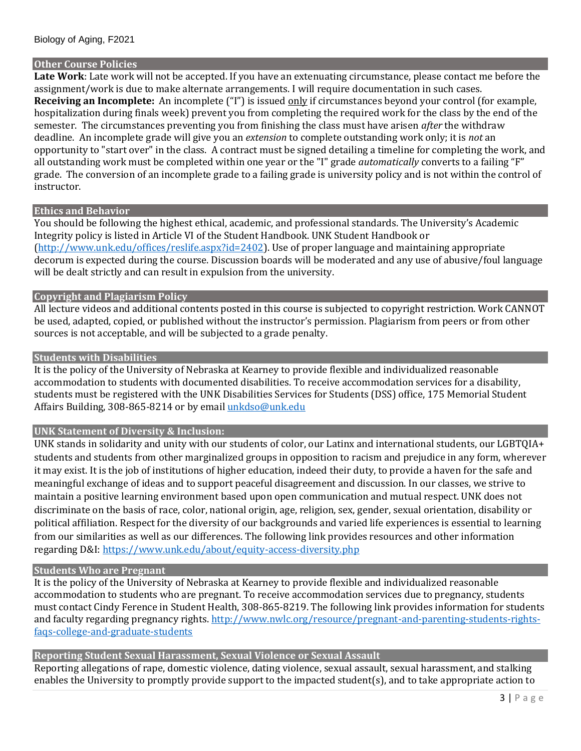## Other Course Policies

**Late Work**: Late work will not be accepted. If you have an extenuating circumstance, please contact me before the assignment/work is due to make alternate arrangements. I will require documentation in such cases.

**Receiving an Incomplete:** An incomplete ("I") is issued only if circumstances beyond your control (for example, hospitalization during finals week) prevent you from completing the required work for the class by the end of the semester. The circumstances preventing you from finishing the class must have arisen *after* the withdraw deadline. An incomplete grade will give you an *extension* to complete outstanding work only; it is *not* an opportunity to "start over" in the class. A contract must be signed detailing a timeline for completing the work, and all outstanding work must be completed within one year or the "I" grade *automatically* converts to a failing "F" grade. The conversion of an incomplete grade to a failing grade is university policy and is not within the control of instructor.

## Ethics and Behavior

You should be following the highest ethical, academic, and professional standards. The University's Academic Integrity policy is listed in Article VI of the Student Handbook. UNK Student Handbook or (http://www.unk.edu/offices/reslife.aspx?id=2402). Use of proper language and maintaining appropriate decorum is expected during the course. Discussion boards will be moderated and any use of abusive/foul language will be dealt strictly and can result in expulsion from the university.

## Copyright and Plagiarism Policy

All lecture videos and additional contents posted in this course is subjected to copyright restriction. Work CANNOT be used, adapted, copied, or published without the instructor's permission. Plagiarism from peers or from other sources is not acceptable, and will be subjected to a grade penalty.

## Students with Disabilities

It is the policy of the University of Nebraska at Kearney to provide flexible and individualized reasonable accommodation to students with documented disabilities. To receive accommodation services for a disability, students must be registered with the UNK Disabilities Services for Students (DSS) office, 175 Memorial Student Affairs Building, 308-865-8214 or by email unkdso@unk.edu

## UNK Statement of Diversity & Inclusion:

UNK stands in solidarity and unity with our students of color, our Latinx and international students, our LGBTQIA+ students and students from other marginalized groups in opposition to racism and prejudice in any form, wherever it may exist. It is the job of institutions of higher education, indeed their duty, to provide a haven for the safe and meaningful exchange of ideas and to support peaceful disagreement and discussion. In our classes, we strive to maintain a positive learning environment based upon open communication and mutual respect. UNK does not discriminate on the basis of race, color, national origin, age, religion, sex, gender, sexual orientation, disability or political affiliation. Respect for the diversity of our backgrounds and varied life experiences is essential to learning from our similarities as well as our differences. The following link provides resources and other information regarding D&I: https://www.unk.edu/about/equity-access-diversity.php

## Students Who are Pregnant

It is the policy of the University of Nebraska at Kearney to provide flexible and individualized reasonable accommodation to students who are pregnant. To receive accommodation services due to pregnancy, students must contact Cindy Ference in Student Health, 308-865-8219. The following link provides information for students and faculty regarding pregnancy rights. http://www.nwlc.org/resource/pregnant-and-parenting-students-rights-faqs-college-and-graduate-students

## Reporting Student Sexual Harassment, Sexual Violence or Sexual Assault

Reporting allegations of rape, domestic violence, dating violence, sexual assault, sexual harassment, and stalking enables the University to promptly provide support to the impacted student(s), and to take appropriate action to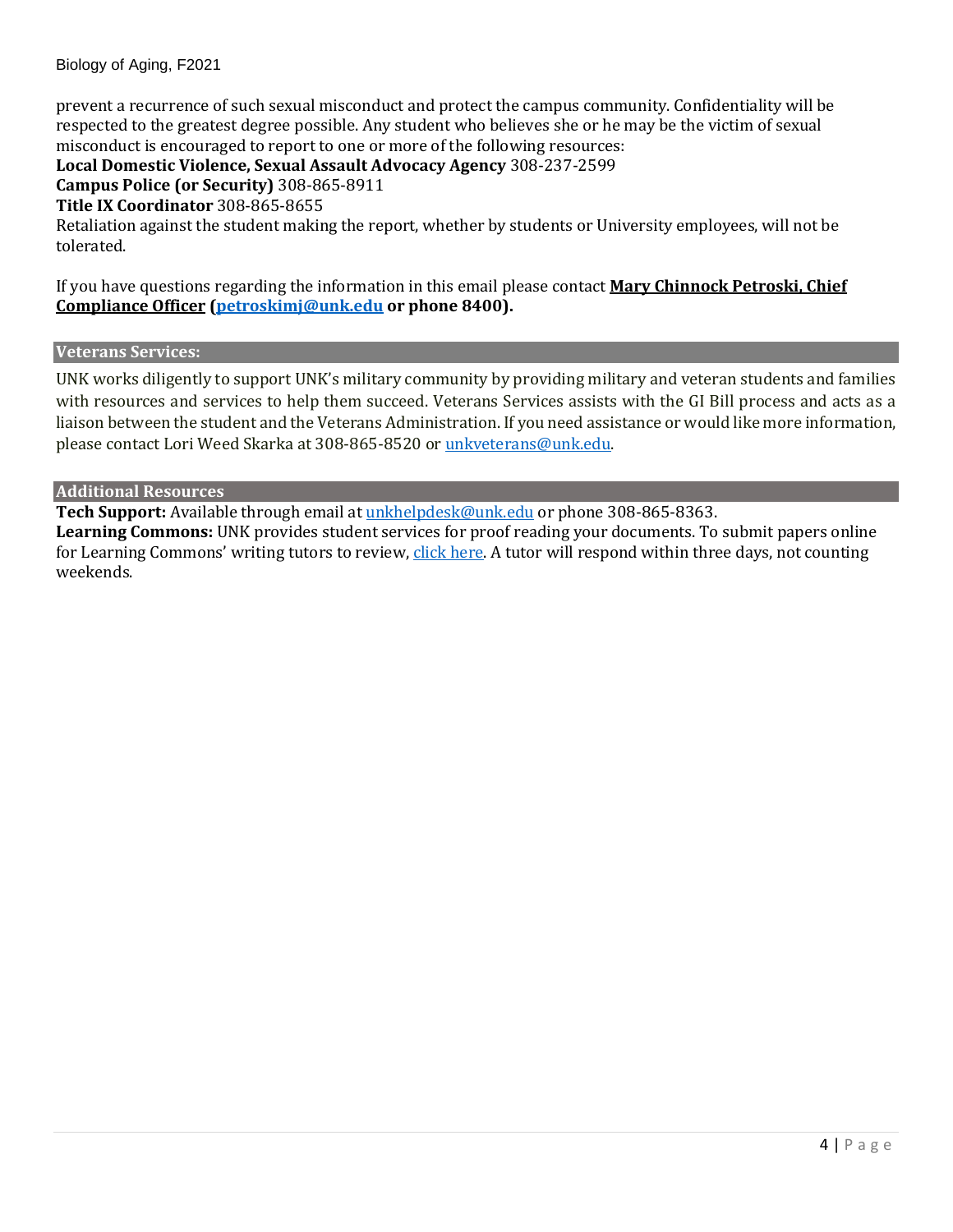prevent a recurrence of such sexual misconduct and protect the campus community. Confidentiality will be respected to the greatest degree possible. Any student who believes she or he may be the victim of sexual misconduct is encouraged to report to one or more of the following resources:
**Local Domestic Violence, Sexual Assault Advocacy Agency** 308-237-2599
**Campus Police (or Security)** 308-865-8911
**Title IX Coordinator** 308-865-8655
Retaliation against the student making the report, whether by students or University employees, will not be tolerated.

If you have questions regarding the information in this email please contact **Mary Chinnock Petroski, Chief Compliance Officer (petroskimj@unk.edu or phone 8400).**

## Veterans Services:

UNK works diligently to support UNK's military community by providing military and veteran students and families with resources and services to help them succeed. Veterans Services assists with the GI Bill process and acts as a liaison between the student and the Veterans Administration. If you need assistance or would like more information, please contact Lori Weed Skarka at 308-865-8520 or unkveterans@unk.edu.

## Additional Resources

**Tech Support:** Available through email at unkhelpdesk@unk.edu or phone 308-865-8363.
**Learning Commons:** UNK provides student services for proof reading your documents. To submit papers online for Learning Commons' writing tutors to review, click here. A tutor will respond within three days, not counting weekends.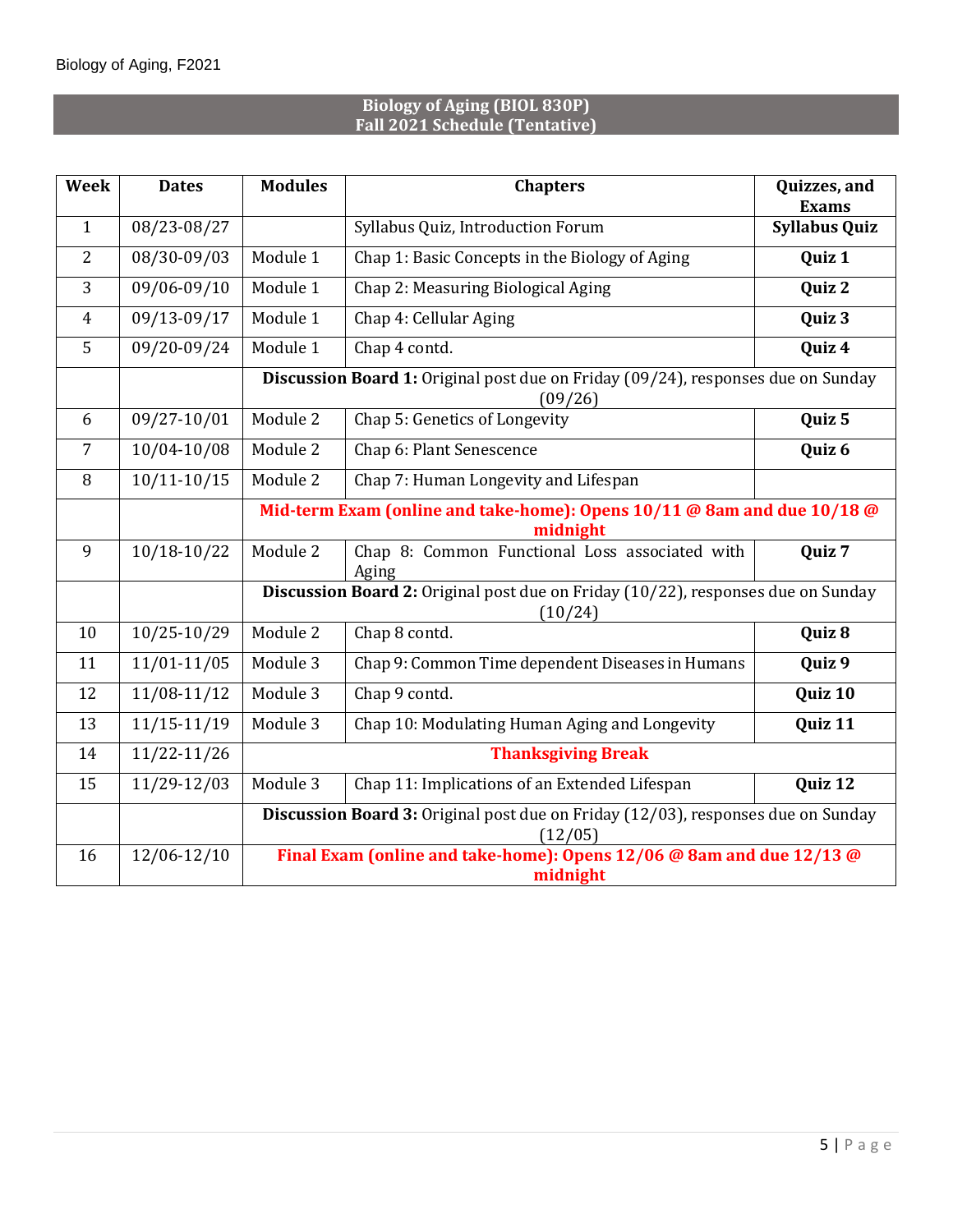**Biology of Aging (BIOL 830P)**
**Fall 2021 Schedule (Tentative)**

| Week | Dates | Modules | Chapters | Quizzes, and Exams |
|---|---|---|---|---|
| 1 | 08/23-08/27 | | Syllabus Quiz, Introduction Forum | **Syllabus Quiz** |
| 2 | 08/30-09/03 | Module 1 | Chap 1: Basic Concepts in the Biology of Aging | **Quiz 1** |
| 3 | 09/06-09/10 | Module 1 | Chap 2: Measuring Biological Aging | **Quiz 2** |
| 4 | 09/13-09/17 | Module 1 | Chap 4: Cellular Aging | **Quiz 3** |
| 5 | 09/20-09/24 | Module 1 | Chap 4 contd. | **Quiz 4** |
| | | **Discussion Board 1:** Original post due on Friday (09/24), responses due on Sunday (09/26) | | |
| 6 | 09/27-10/01 | Module 2 | Chap 5: Genetics of Longevity | **Quiz 5** |
| 7 | 10/04-10/08 | Module 2 | Chap 6: Plant Senescence | **Quiz 6** |
| 8 | 10/11-10/15 | Module 2 | Chap 7: Human Longevity and Lifespan | |
| | | **Mid-term Exam (online and take-home): Opens 10/11 @ 8am and due 10/18 @ midnight** | | |
| 9 | 10/18-10/22 | Module 2 | Chap 8: Common Functional Loss associated with Aging | **Quiz 7** |
| | | **Discussion Board 2:** Original post due on Friday (10/22), responses due on Sunday (10/24) | | |
| 10 | 10/25-10/29 | Module 2 | Chap 8 contd. | **Quiz 8** |
| 11 | 11/01-11/05 | Module 3 | Chap 9: Common Time dependent Diseases in Humans | **Quiz 9** |
| 12 | 11/08-11/12 | Module 3 | Chap 9 contd. | **Quiz 10** |
| 13 | 11/15-11/19 | Module 3 | Chap 10: Modulating Human Aging and Longevity | **Quiz 11** |
| 14 | 11/22-11/26 | **Thanksgiving Break** | | |
| 15 | 11/29-12/03 | Module 3 | Chap 11: Implications of an Extended Lifespan | **Quiz 12** |
| | | **Discussion Board 3:** Original post due on Friday (12/03), responses due on Sunday (12/05) | | |
| 16 | 12/06-12/10 | **Final Exam (online and take-home): Opens 12/06 @ 8am and due 12/13 @ midnight** | | |